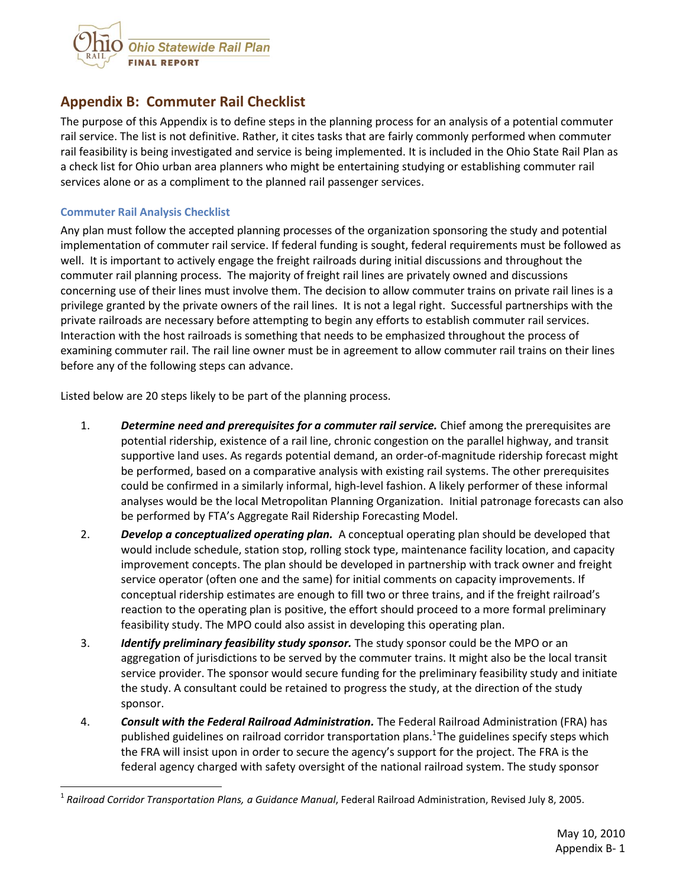## Appendix B: Commuter Rail Checklist

The purpose of this Appendix is to define steps in the planning process for an analysis of a potential commuter rail service. The list is not definitive. Rather, it cites tasks that are fairly commonly performed when commuter rail feasibility is being investigated and service is being implemented. It is included in the Ohio State Rail Plan as a check list for Ohio urban area planners who might be entertaining studying or establishing commuter rail services alone or as a compliment to the planned rail passenger services.

### Commuter Rail Analysis Checklist

Any plan must follow the accepted planning processes of the organization sponsoring the study and potential implementation of commuter rail service. If federal funding is sought, federal requirements must be followed as well. It is important to actively engage the freight railroads during initial discussions and throughout the commuter rail planning process. The majority of freight rail lines are privately owned and discussions concerning use of their lines must involve them. The decision to allow commuter trains on private rail lines is a privilege granted by the private owners of the rail lines. It is not a legal right. Successful partnerships with the private railroads are necessary before attempting to begin any efforts to establish commuter rail services. Interaction with the host railroads is something that needs to be emphasized throughout the process of examining commuter rail. The rail line owner must be in agreement to allow commuter rail trains on their lines before any of the following steps can advance.

Listed below are 20 steps likely to be part of the planning process.

1. ***Determine need and prerequisites for a commuter rail service.*** Chief among the prerequisites are potential ridership, existence of a rail line, chronic congestion on the parallel highway, and transit supportive land uses. As regards potential demand, an order-of-magnitude ridership forecast might be performed, based on a comparative analysis with existing rail systems. The other prerequisites could be confirmed in a similarly informal, high-level fashion. A likely performer of these informal analyses would be the local Metropolitan Planning Organization. Initial patronage forecasts can also be performed by FTA's Aggregate Rail Ridership Forecasting Model.
2. ***Develop a conceptualized operating plan.*** A conceptual operating plan should be developed that would include schedule, station stop, rolling stock type, maintenance facility location, and capacity improvement concepts. The plan should be developed in partnership with track owner and freight service operator (often one and the same) for initial comments on capacity improvements. If conceptual ridership estimates are enough to fill two or three trains, and if the freight railroad's reaction to the operating plan is positive, the effort should proceed to a more formal preliminary feasibility study. The MPO could also assist in developing this operating plan.
3. ***Identify preliminary feasibility study sponsor.*** The study sponsor could be the MPO or an aggregation of jurisdictions to be served by the commuter trains. It might also be the local transit service provider. The sponsor would secure funding for the preliminary feasibility study and initiate the study. A consultant could be retained to progress the study, at the direction of the study sponsor.
4. ***Consult with the Federal Railroad Administration.*** The Federal Railroad Administration (FRA) has published guidelines on railroad corridor transportation plans.[1] The guidelines specify steps which the FRA will insist upon in order to secure the agency's support for the project. The FRA is the federal agency charged with safety oversight of the national railroad system. The study sponsor

[1] *Railroad Corridor Transportation Plans, a Guidance Manual*, Federal Railroad Administration, Revised July 8, 2005.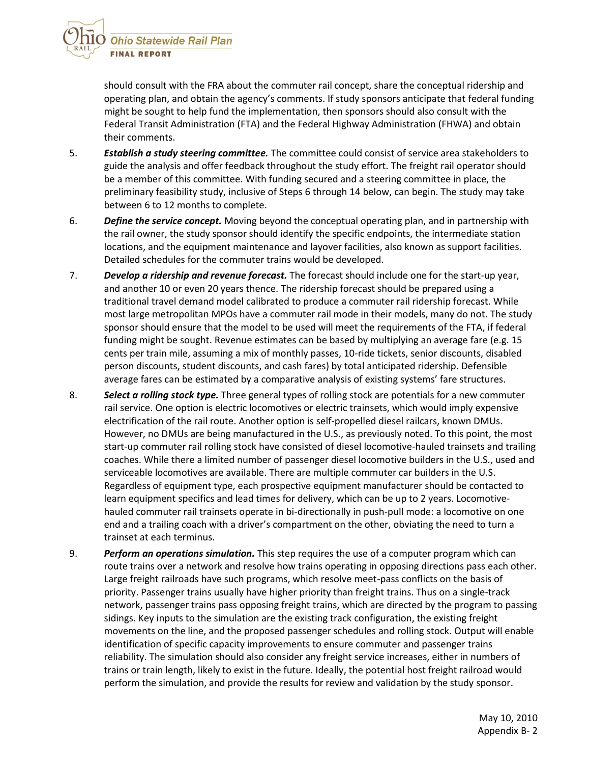should consult with the FRA about the commuter rail concept, share the conceptual ridership and operating plan, and obtain the agency's comments. If study sponsors anticipate that federal funding might be sought to help fund the implementation, then sponsors should also consult with the Federal Transit Administration (FTA) and the Federal Highway Administration (FHWA) and obtain their comments.

5. ***Establish a study steering committee.*** The committee could consist of service area stakeholders to guide the analysis and offer feedback throughout the study effort. The freight rail operator should be a member of this committee. With funding secured and a steering committee in place, the preliminary feasibility study, inclusive of Steps 6 through 14 below, can begin. The study may take between 6 to 12 months to complete.

6. ***Define the service concept.*** Moving beyond the conceptual operating plan, and in partnership with the rail owner, the study sponsor should identify the specific endpoints, the intermediate station locations, and the equipment maintenance and layover facilities, also known as support facilities. Detailed schedules for the commuter trains would be developed.

7. ***Develop a ridership and revenue forecast.*** The forecast should include one for the start-up year, and another 10 or even 20 years thence. The ridership forecast should be prepared using a traditional travel demand model calibrated to produce a commuter rail ridership forecast. While most large metropolitan MPOs have a commuter rail mode in their models, many do not. The study sponsor should ensure that the model to be used will meet the requirements of the FTA, if federal funding might be sought. Revenue estimates can be based by multiplying an average fare (e.g. 15 cents per train mile, assuming a mix of monthly passes, 10-ride tickets, senior discounts, disabled person discounts, student discounts, and cash fares) by total anticipated ridership. Defensible average fares can be estimated by a comparative analysis of existing systems' fare structures.

8. ***Select a rolling stock type.*** Three general types of rolling stock are potentials for a new commuter rail service. One option is electric locomotives or electric trainsets, which would imply expensive electrification of the rail route. Another option is self-propelled diesel railcars, known DMUs. However, no DMUs are being manufactured in the U.S., as previously noted. To this point, the most start-up commuter rail rolling stock have consisted of diesel locomotive-hauled trainsets and trailing coaches. While there a limited number of passenger diesel locomotive builders in the U.S., used and serviceable locomotives are available. There are multiple commuter car builders in the U.S. Regardless of equipment type, each prospective equipment manufacturer should be contacted to learn equipment specifics and lead times for delivery, which can be up to 2 years. Locomotive-hauled commuter rail trainsets operate in bi-directionally in push-pull mode: a locomotive on one end and a trailing coach with a driver's compartment on the other, obviating the need to turn a trainset at each terminus.

9. ***Perform an operations simulation.*** This step requires the use of a computer program which can route trains over a network and resolve how trains operating in opposing directions pass each other. Large freight railroads have such programs, which resolve meet-pass conflicts on the basis of priority. Passenger trains usually have higher priority than freight trains. Thus on a single-track network, passenger trains pass opposing freight trains, which are directed by the program to passing sidings. Key inputs to the simulation are the existing track configuration, the existing freight movements on the line, and the proposed passenger schedules and rolling stock. Output will enable identification of specific capacity improvements to ensure commuter and passenger trains reliability. The simulation should also consider any freight service increases, either in numbers of trains or train length, likely to exist in the future. Ideally, the potential host freight railroad would perform the simulation, and provide the results for review and validation by the study sponsor.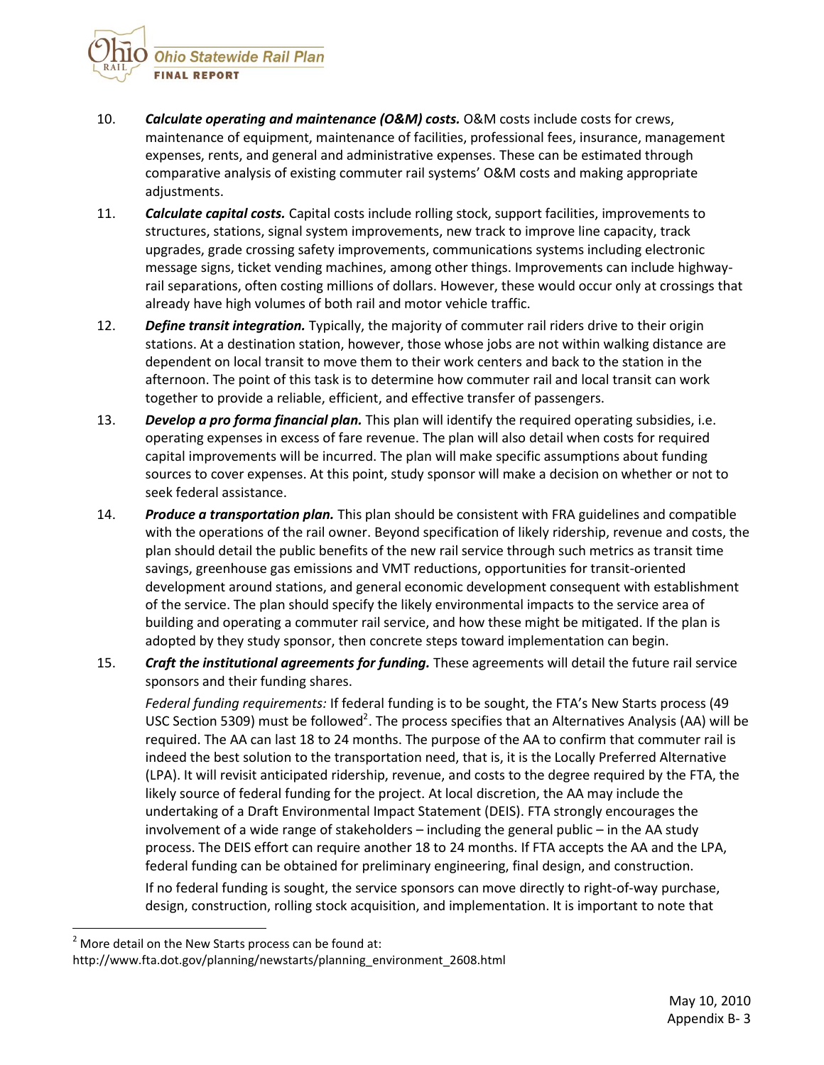10. ***Calculate operating and maintenance (O&M) costs.*** O&M costs include costs for crews, maintenance of equipment, maintenance of facilities, professional fees, insurance, management expenses, rents, and general and administrative expenses. These can be estimated through comparative analysis of existing commuter rail systems' O&M costs and making appropriate adjustments.

11. ***Calculate capital costs.*** Capital costs include rolling stock, support facilities, improvements to structures, stations, signal system improvements, new track to improve line capacity, track upgrades, grade crossing safety improvements, communications systems including electronic message signs, ticket vending machines, among other things. Improvements can include highway-rail separations, often costing millions of dollars. However, these would occur only at crossings that already have high volumes of both rail and motor vehicle traffic.

12. ***Define transit integration.*** Typically, the majority of commuter rail riders drive to their origin stations. At a destination station, however, those whose jobs are not within walking distance are dependent on local transit to move them to their work centers and back to the station in the afternoon. The point of this task is to determine how commuter rail and local transit can work together to provide a reliable, efficient, and effective transfer of passengers.

13. ***Develop a pro forma financial plan.*** This plan will identify the required operating subsidies, i.e. operating expenses in excess of fare revenue. The plan will also detail when costs for required capital improvements will be incurred. The plan will make specific assumptions about funding sources to cover expenses. At this point, study sponsor will make a decision on whether or not to seek federal assistance.

14. ***Produce a transportation plan.*** This plan should be consistent with FRA guidelines and compatible with the operations of the rail owner. Beyond specification of likely ridership, revenue and costs, the plan should detail the public benefits of the new rail service through such metrics as transit time savings, greenhouse gas emissions and VMT reductions, opportunities for transit-oriented development around stations, and general economic development consequent with establishment of the service. The plan should specify the likely environmental impacts to the service area of building and operating a commuter rail service, and how these might be mitigated. If the plan is adopted by they study sponsor, then concrete steps toward implementation can begin.

15. ***Craft the institutional agreements for funding.*** These agreements will detail the future rail service sponsors and their funding shares.

    *Federal funding requirements:* If federal funding is to be sought, the FTA's New Starts process (49 USC Section 5309) must be followed[2]. The process specifies that an Alternatives Analysis (AA) will be required. The AA can last 18 to 24 months. The purpose of the AA to confirm that commuter rail is indeed the best solution to the transportation need, that is, it is the Locally Preferred Alternative (LPA). It will revisit anticipated ridership, revenue, and costs to the degree required by the FTA, the likely source of federal funding for the project. At local discretion, the AA may include the undertaking of a Draft Environmental Impact Statement (DEIS). FTA strongly encourages the involvement of a wide range of stakeholders – including the general public – in the AA study process. The DEIS effort can require another 18 to 24 months. If FTA accepts the AA and the LPA, federal funding can be obtained for preliminary engineering, final design, and construction.

    If no federal funding is sought, the service sponsors can move directly to right-of-way purchase, design, construction, rolling stock acquisition, and implementation. It is important to note that

[2] More detail on the New Starts process can be found at: http://www.fta.dot.gov/planning/newstarts/planning_environment_2608.html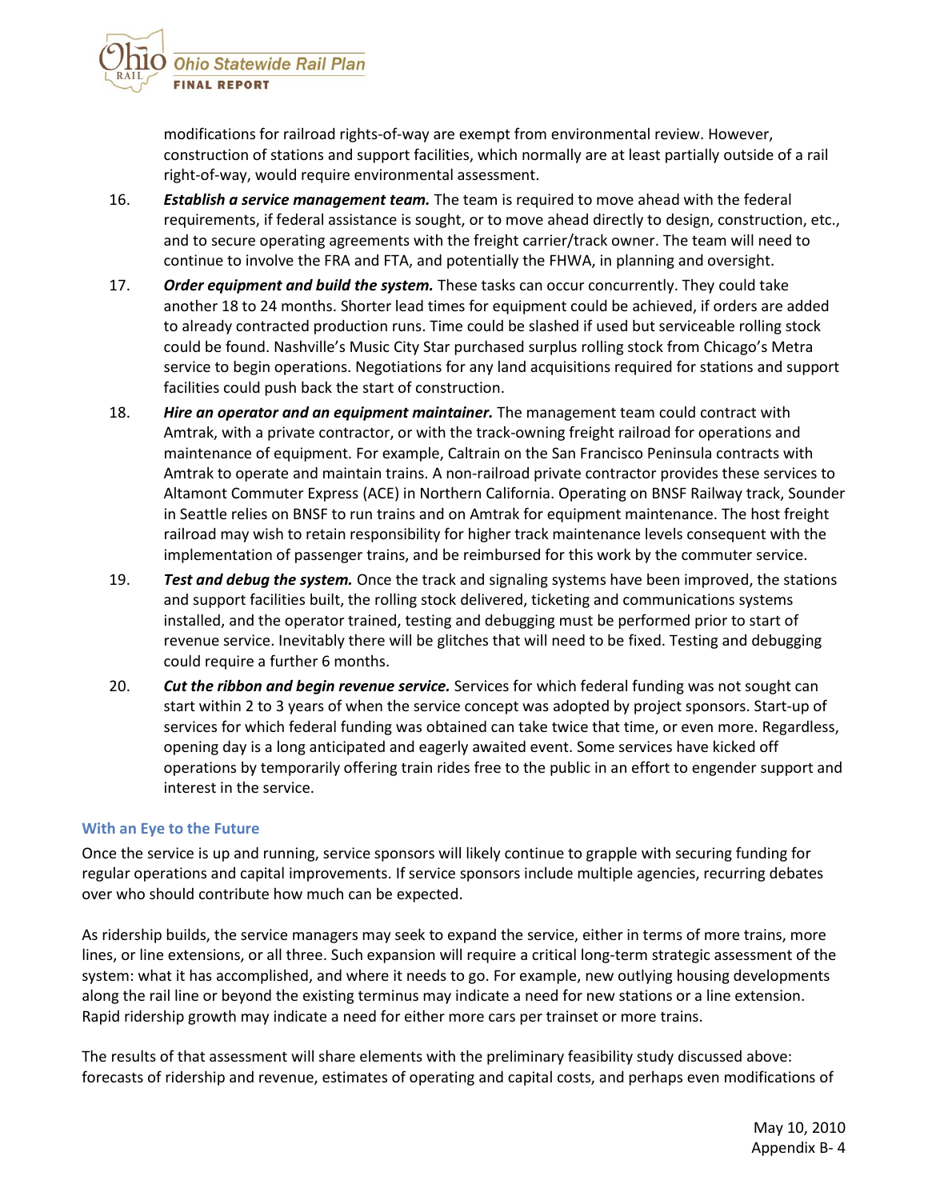modifications for railroad rights-of-way are exempt from environmental review. However, construction of stations and support facilities, which normally are at least partially outside of a rail right-of-way, would require environmental assessment.

16. ***Establish a service management team.*** The team is required to move ahead with the federal requirements, if federal assistance is sought, or to move ahead directly to design, construction, etc., and to secure operating agreements with the freight carrier/track owner. The team will need to continue to involve the FRA and FTA, and potentially the FHWA, in planning and oversight.

17. ***Order equipment and build the system.*** These tasks can occur concurrently. They could take another 18 to 24 months. Shorter lead times for equipment could be achieved, if orders are added to already contracted production runs. Time could be slashed if used but serviceable rolling stock could be found. Nashville's Music City Star purchased surplus rolling stock from Chicago's Metra service to begin operations. Negotiations for any land acquisitions required for stations and support facilities could push back the start of construction.

18. ***Hire an operator and an equipment maintainer.*** The management team could contract with Amtrak, with a private contractor, or with the track-owning freight railroad for operations and maintenance of equipment. For example, Caltrain on the San Francisco Peninsula contracts with Amtrak to operate and maintain trains. A non-railroad private contractor provides these services to Altamont Commuter Express (ACE) in Northern California. Operating on BNSF Railway track, Sounder in Seattle relies on BNSF to run trains and on Amtrak for equipment maintenance. The host freight railroad may wish to retain responsibility for higher track maintenance levels consequent with the implementation of passenger trains, and be reimbursed for this work by the commuter service.

19. ***Test and debug the system.*** Once the track and signaling systems have been improved, the stations and support facilities built, the rolling stock delivered, ticketing and communications systems installed, and the operator trained, testing and debugging must be performed prior to start of revenue service. Inevitably there will be glitches that will need to be fixed. Testing and debugging could require a further 6 months.

20. ***Cut the ribbon and begin revenue service.*** Services for which federal funding was not sought can start within 2 to 3 years of when the service concept was adopted by project sponsors. Start-up of services for which federal funding was obtained can take twice that time, or even more. Regardless, opening day is a long anticipated and eagerly awaited event. Some services have kicked off operations by temporarily offering train rides free to the public in an effort to engender support and interest in the service.

### With an Eye to the Future

Once the service is up and running, service sponsors will likely continue to grapple with securing funding for regular operations and capital improvements. If service sponsors include multiple agencies, recurring debates over who should contribute how much can be expected.

As ridership builds, the service managers may seek to expand the service, either in terms of more trains, more lines, or line extensions, or all three. Such expansion will require a critical long-term strategic assessment of the system: what it has accomplished, and where it needs to go. For example, new outlying housing developments along the rail line or beyond the existing terminus may indicate a need for new stations or a line extension. Rapid ridership growth may indicate a need for either more cars per trainset or more trains.

The results of that assessment will share elements with the preliminary feasibility study discussed above: forecasts of ridership and revenue, estimates of operating and capital costs, and perhaps even modifications of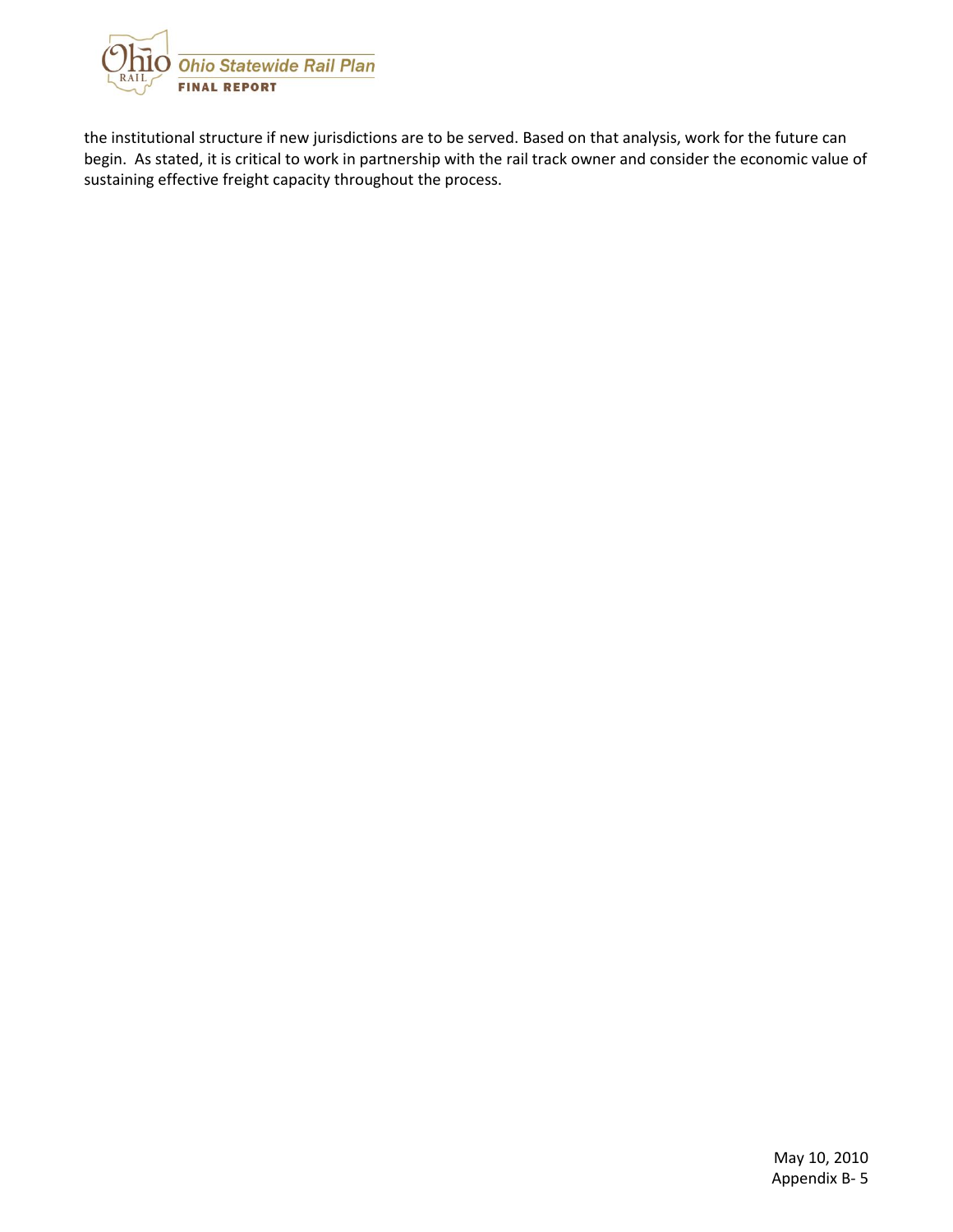the institutional structure if new jurisdictions are to be served. Based on that analysis, work for the future can begin. As stated, it is critical to work in partnership with the rail track owner and consider the economic value of sustaining effective freight capacity throughout the process.